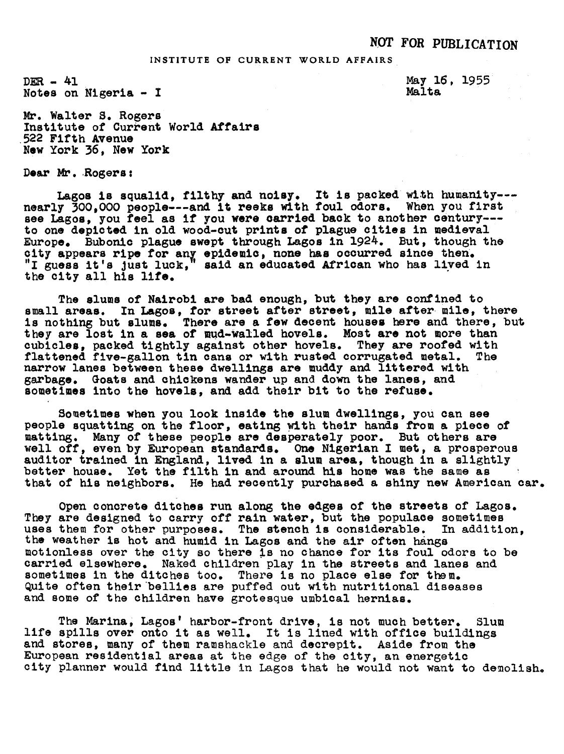NOT FOR PUBLICATION

INSTITUTE OF CURRENT WORLD AFFAIRS

DER - 41
Notes on Nigeria - I

May 16, 1955
Malta

Mr. Walter S. Rogers
Institute of Current World Affairs
522 Fifth Avenue
New York 36, New York

Dear Mr. Rogers:

Lagos is squalid, filthy and noisy. It is packed with humanity---nearly 300,000 people---and it reeks with foul odors. When you first see Lagos, you feel as if you were carried back to another century---to one depicted in old wood-cut prints of plague cities in medieval Europe. Bubonic plague swept through Lagos in 1924. But, though the city appears ripe for any epidemic, none has occurred since then. "I guess it's just luck," said an educated African who has lived in the city all his life.

The slums of Nairobi are bad enough, but they are confined to small areas. In Lagos, for street after street, mile after mile, there is nothing but slums. There are a few decent houses here and there, but they are lost in a sea of mud-walled hovels. Most are not more than cubicles, packed tightly against other hovels. They are roofed with flattened five-gallon tin cans or with rusted corrugated metal. The narrow lanes between these dwellings are muddy and littered with garbage. Goats and chickens wander up and down the lanes, and sometimes into the hovels, and add their bit to the refuse.

Sometimes when you look inside the slum dwellings, you can see people squatting on the floor, eating with their hands from a piece of matting. Many of these people are desperately poor. But others are well off, even by European standards. One Nigerian I met, a prosperous auditor trained in England, lived in a slum area, though in a slightly better house. Yet the filth in and around his home was the same as that of his neighbors. He had recently purchased a shiny new American car.

Open concrete ditches run along the edges of the streets of Lagos. They are designed to carry off rain water, but the populace sometimes uses them for other purposes. The stench is considerable. In addition, the weather is hot and humid in Lagos and the air often hangs motionless over the city so there is no chance for its foul odors to be carried elsewhere. Naked children play in the streets and lanes and sometimes in the ditches too. There is no place else for them. Quite often their bellies are puffed out with nutritional diseases and some of the children have grotesque umbical hernias.

The Marina, Lagos' harbor-front drive, is not much better. Slum life spills over onto it as well. It is lined with office buildings and stores, many of them ramshackle and decrepit. Aside from the European residential areas at the edge of the city, an energetic city planner would find little in Lagos that he would not want to demolish.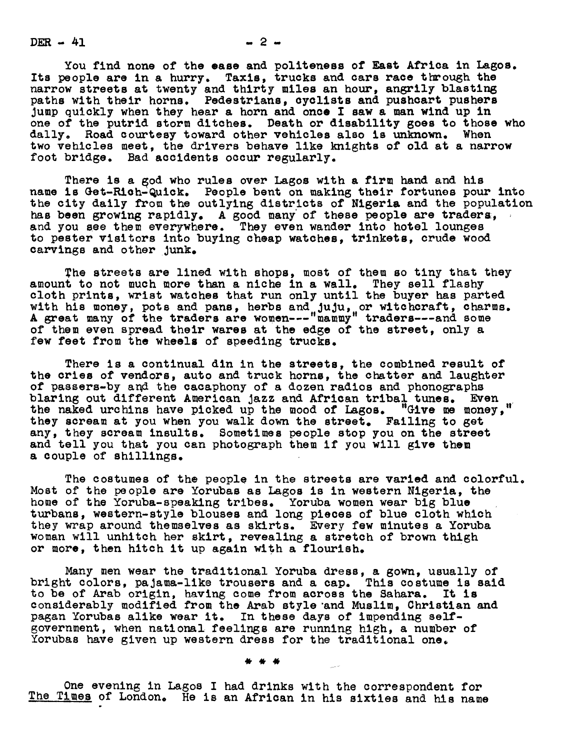You find none of the ease and politeness of East Africa in Lagos. Its people are in a hurry. Taxis, trucks and cars race through the narrow streets at twenty and thirty miles an hour, angrily blasting paths with their horns. Pedestrians, cyclists and pushcart pushers jump quickly when they hear a horn and once I saw a man wind up in one of the putrid storm ditches. Death or disability goes to those who dally. Road courtesy toward other vehicles also is unknown. When two vehicles meet, the drivers behave like knights of old at a narrow foot bridge. Bad accidents occur regularly.

There is a god who rules over Lagos with a firm hand and his name is Get-Rich-Quick. People bent on making their fortunes pour into the city daily from the outlying districts of Nigeria and the population has been growing rapidly. A good many of these people are traders, and you see them everywhere. They even wander into hotel lounges to pester visitors into buying cheap watches, trinkets, crude wood carvings and other junk.

The streets are lined with shops, most of them so tiny that they amount to not much more than a niche in a wall. They sell flashy cloth prints, wrist watches that run only until the buyer has parted with his money, pots and pans, herbs and juju, or witchcraft, charms. A great many of the traders are women---"mammy" traders---and some of them even spread their wares at the edge of the street, only a few feet from the wheels of speeding trucks.

There is a continual din in the streets, the combined result of the cries of vendors, auto and truck horns, the chatter and laughter of passers-by and the cacaphony of a dozen radios and phonographs blaring out different American jazz and African tribal tunes. Even the naked urchins have picked up the mood of Lagos. "Give me money," they scream at you when you walk down the street. Failing to get any, they scream insults. Sometimes people stop you on the street and tell you that you can photograph them if you will give them a couple of shillings.

The costumes of the people in the streets are varied and colorful. Most of the people are Yorubas as Lagos is in western Nigeria, the home of the Yoruba-speaking tribes. Yoruba women wear big blue turbans, western-style blouses and long pieces of blue cloth which they wrap around themselves as skirts. Every few minutes a Yoruba woman will unhitch her skirt, revealing a stretch of brown thigh or more, then hitch it up again with a flourish.

Many men wear the traditional Yoruba dress, a gown, usually of bright colors, pajama-like trousers and a cap. This costume is said to be of Arab origin, having come from across the Sahara. It is considerably modified from the Arab style and Muslim, Christian and pagan Yorubas alike wear it. In these days of impending self-government, when national feelings are running high, a number of Yorubas have given up western dress for the traditional one.

\* \* \*

One evening in Lagos I had drinks with the correspondent for The Times of London. He is an African in his sixties and his name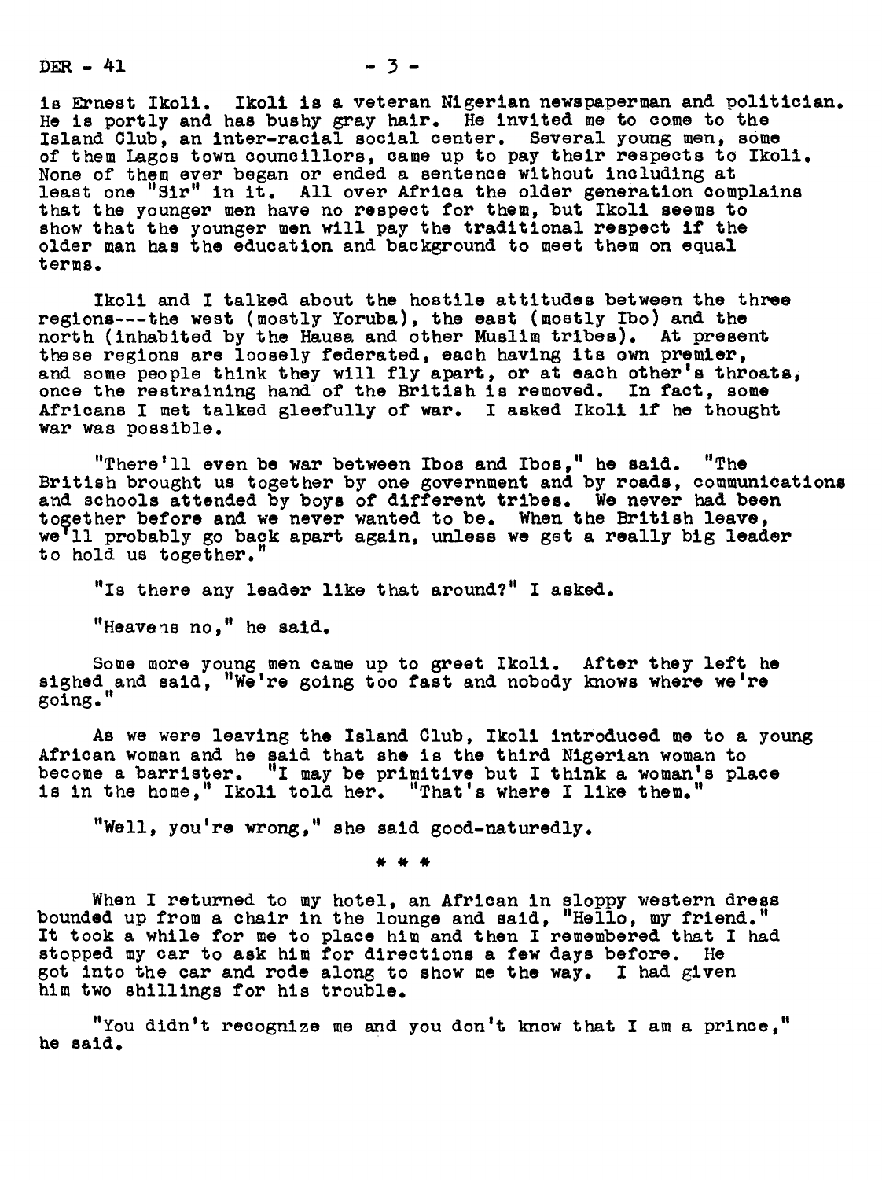is Ernest Ikoli. Ikoli is a veteran Nigerian newspaperman and politician. He is portly and has bushy gray hair. He invited me to come to the Island Club, an inter-racial social center. Several young men, some of them Lagos town councillors, came up to pay their respects to Ikoli. None of them ever began or ended a sentence without including at least one "Sir" in it. All over Africa the older generation complains that the younger men have no respect for them, but Ikoli seems to show that the younger men will pay the traditional respect if the older man has the education and background to meet them on equal terms.

Ikoli and I talked about the hostile attitudes between the three regions---the west (mostly Yoruba), the east (mostly Ibo) and the north (inhabited by the Hausa and other Muslim tribes). At present these regions are loosely federated, each having its own premier, and some people think they will fly apart, or at each other's throats, once the restraining hand of the British is removed. In fact, some Africans I met talked gleefully of war. I asked Ikoli if he thought war was possible.

"There'll even be war between Ibos and Ibos," he said. "The British brought us together by one government and by roads, communications and schools attended by boys of different tribes. We never had been together before and we never wanted to be. When the British leave, we'll probably go back apart again, unless we get a really big leader to hold us together."

"Is there any leader like that around?" I asked.

"Heavens no," he said.

Some more young men came up to greet Ikoli. After they left he sighed and said, "We're going too fast and nobody knows where we're going."

As we were leaving the Island Club, Ikoli introduced me to a young African woman and he said that she is the third Nigerian woman to become a barrister. "I may be primitive but I think a woman's place is in the home," Ikoli told her. "That's where I like them."

"Well, you're wrong," she said good-naturedly.

\* \* \*

When I returned to my hotel, an African in sloppy western dress bounded up from a chair in the lounge and said, "Hello, my friend." It took a while for me to place him and then I remembered that I had stopped my car to ask him for directions a few days before. He got into the car and rode along to show me the way. I had given him two shillings for his trouble.

"You didn't recognize me and you don't know that I am a prince," he said.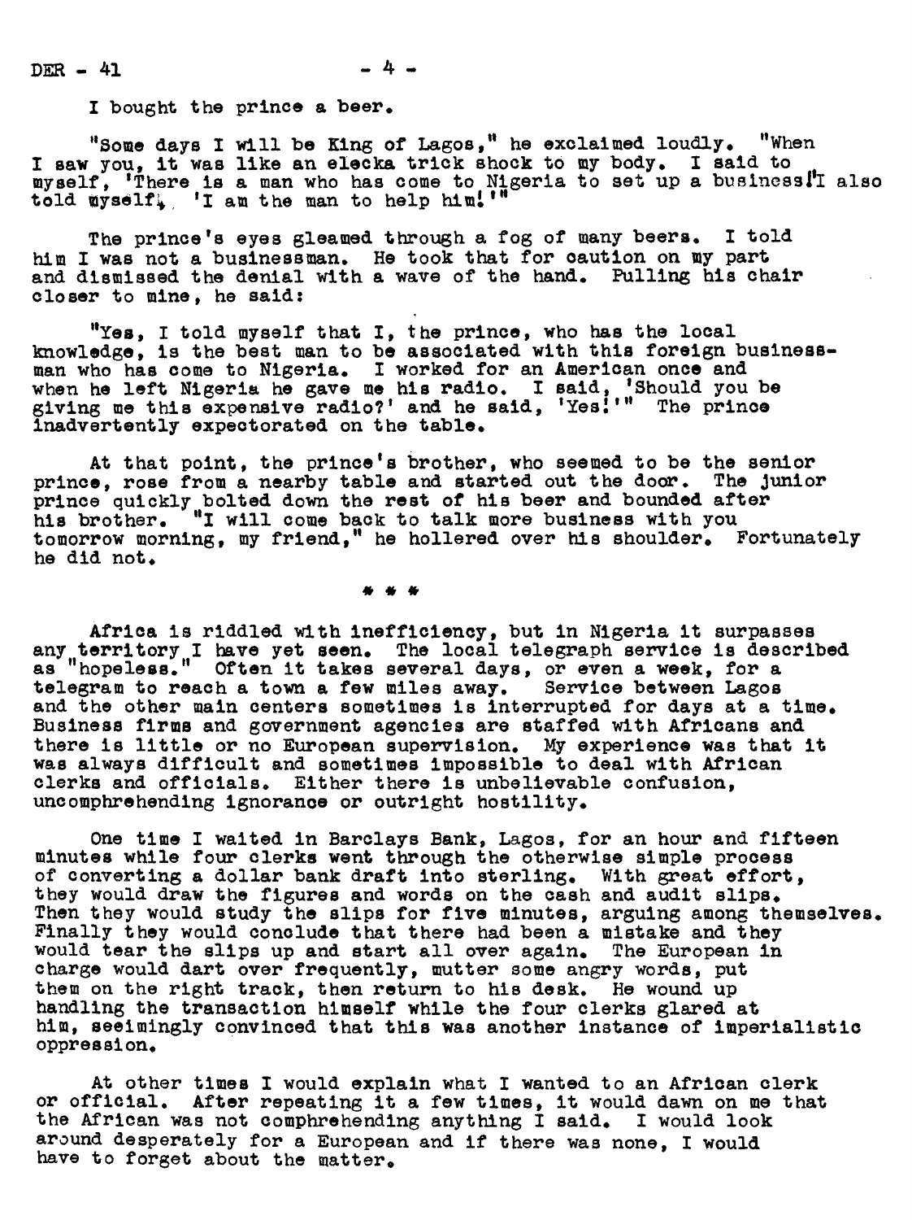I bought the prince a beer.

"Some days I will be King of Lagos," he exclaimed loudly. "When I saw you, it was like an elecka trick shock to my body. I said to myself, 'There is a man who has come to Nigeria to set up a business!' I also told myself, 'I am the man to help him!'"

The prince's eyes gleamed through a fog of many beers. I told him I was not a businessman. He took that for caution on my part and dismissed the denial with a wave of the hand. Pulling his chair closer to mine, he said:

"Yes, I told myself that I, the prince, who has the local knowledge, is the best man to be associated with this foreign businessman who has come to Nigeria. I worked for an American once and when he left Nigeria he gave me his radio. I said, 'Should you be giving me this expensive radio?' and he said, 'Yes!'" The prince inadvertently expectorated on the table.

At that point, the prince's brother, who seemed to be the senior prince, rose from a nearby table and started out the door. The junior prince quickly bolted down the rest of his beer and bounded after his brother. "I will come back to talk more business with you tomorrow morning, my friend," he hollered over his shoulder. Fortunately he did not.

\* \* \*

Africa is riddled with inefficiency, but in Nigeria it surpasses any territory I have yet seen. The local telegraph service is described as "hopeless." Often it takes several days, or even a week, for a telegram to reach a town a few miles away. Service between Lagos and the other main centers sometimes is interrupted for days at a time. Business firms and government agencies are staffed with Africans and there is little or no European supervision. My experience was that it was always difficult and sometimes impossible to deal with African clerks and officials. Either there is unbelievable confusion, uncomphrehending ignorance or outright hostility.

One time I waited in Barclays Bank, Lagos, for an hour and fifteen minutes while four clerks went through the otherwise simple process of converting a dollar bank draft into sterling. With great effort, they would draw the figures and words on the cash and audit slips. Then they would study the slips for five minutes, arguing among themselves. Finally they would conclude that there had been a mistake and they would tear the slips up and start all over again. The European in charge would dart over frequently, mutter some angry words, put them on the right track, then return to his desk. He wound up handling the transaction himself while the four clerks glared at him, seeimingly convinced that this was another instance of imperialistic oppression.

At other times I would explain what I wanted to an African clerk or official. After repeating it a few times, it would dawn on me that the African was not comphrehending anything I said. I would look around desperately for a European and if there was none, I would have to forget about the matter.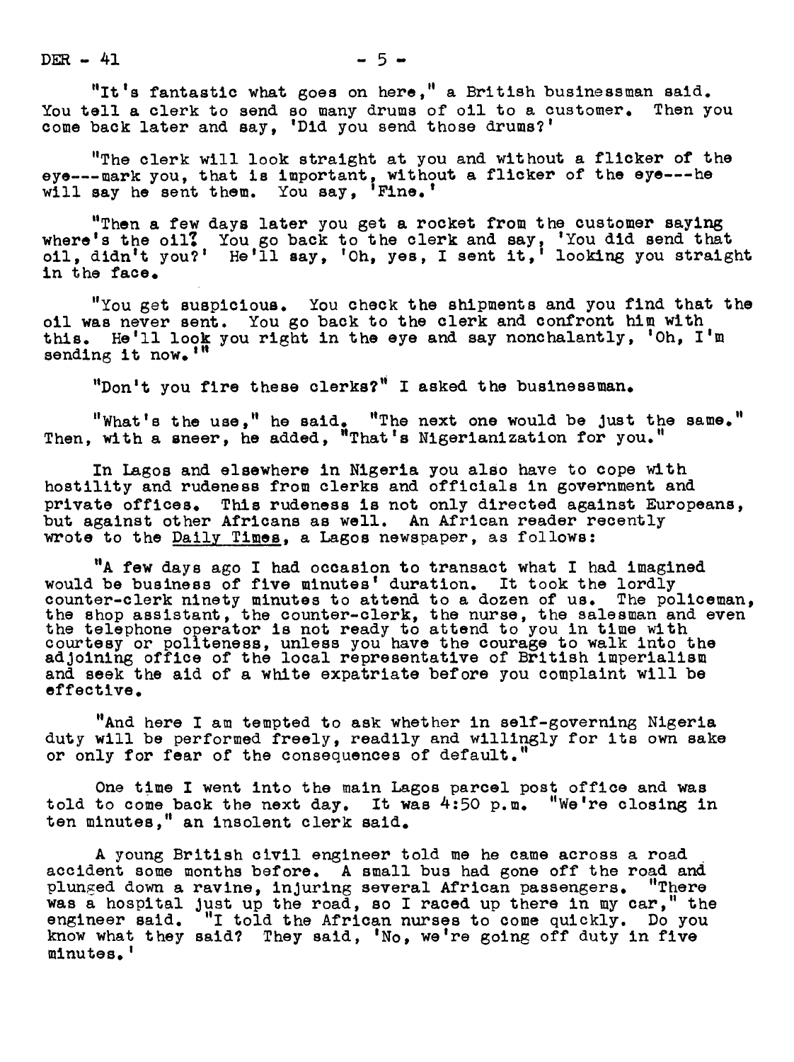"It's fantastic what goes on here," a British businessman said. You tell a clerk to send so many drums of oil to a customer. Then you come back later and say, 'Did you send those drums?'

"The clerk will look straight at you and without a flicker of the eye---mark you, that is important, without a flicker of the eye---he will say he sent them. You say, 'Fine.'

"Then a few days later you get a rocket from the customer saying where's the oil? You go back to the clerk and say, 'You did send that oil, didn't you?' He'll say, 'Oh, yes, I sent it,' looking you straight in the face.

"You get suspicious. You check the shipments and you find that the oil was never sent. You go back to the clerk and confront him with this. He'll look you right in the eye and say nonchalantly, 'Oh, I'm sending it now.'"

"Don't you fire these clerks?" I asked the businessman.

"What's the use," he said. "The next one would be just the same." Then, with a sneer, he added, "That's Nigerianization for you."

In Lagos and elsewhere in Nigeria you also have to cope with hostility and rudeness from clerks and officials in government and private offices. This rudeness is not only directed against Europeans, but against other Africans as well. An African reader recently wrote to the Daily Times, a Lagos newspaper, as follows:

"A few days ago I had occasion to transact what I had imagined would be business of five minutes' duration. It took the lordly counter-clerk ninety minutes to attend to a dozen of us. The policeman, the shop assistant, the counter-clerk, the nurse, the salesman and even the telephone operator is not ready to attend to you in time with courtesy or politeness, unless you have the courage to walk into the adjoining office of the local representative of British imperialism and seek the aid of a white expatriate before you complaint will be effective.

"And here I am tempted to ask whether in self-governing Nigeria duty will be performed freely, readily and willingly for its own sake or only for fear of the consequences of default."

One time I went into the main Lagos parcel post office and was told to come back the next day. It was 4:50 p.m. "We're closing in ten minutes," an insolent clerk said.

A young British civil engineer told me he came across a road accident some months before. A small bus had gone off the road and plunged down a ravine, injuring several African passengers. "There was a hospital just up the road, so I raced up there in my car," the engineer said. "I told the African nurses to come quickly. Do you know what they said? They said, 'No, we're going off duty in five minutes.'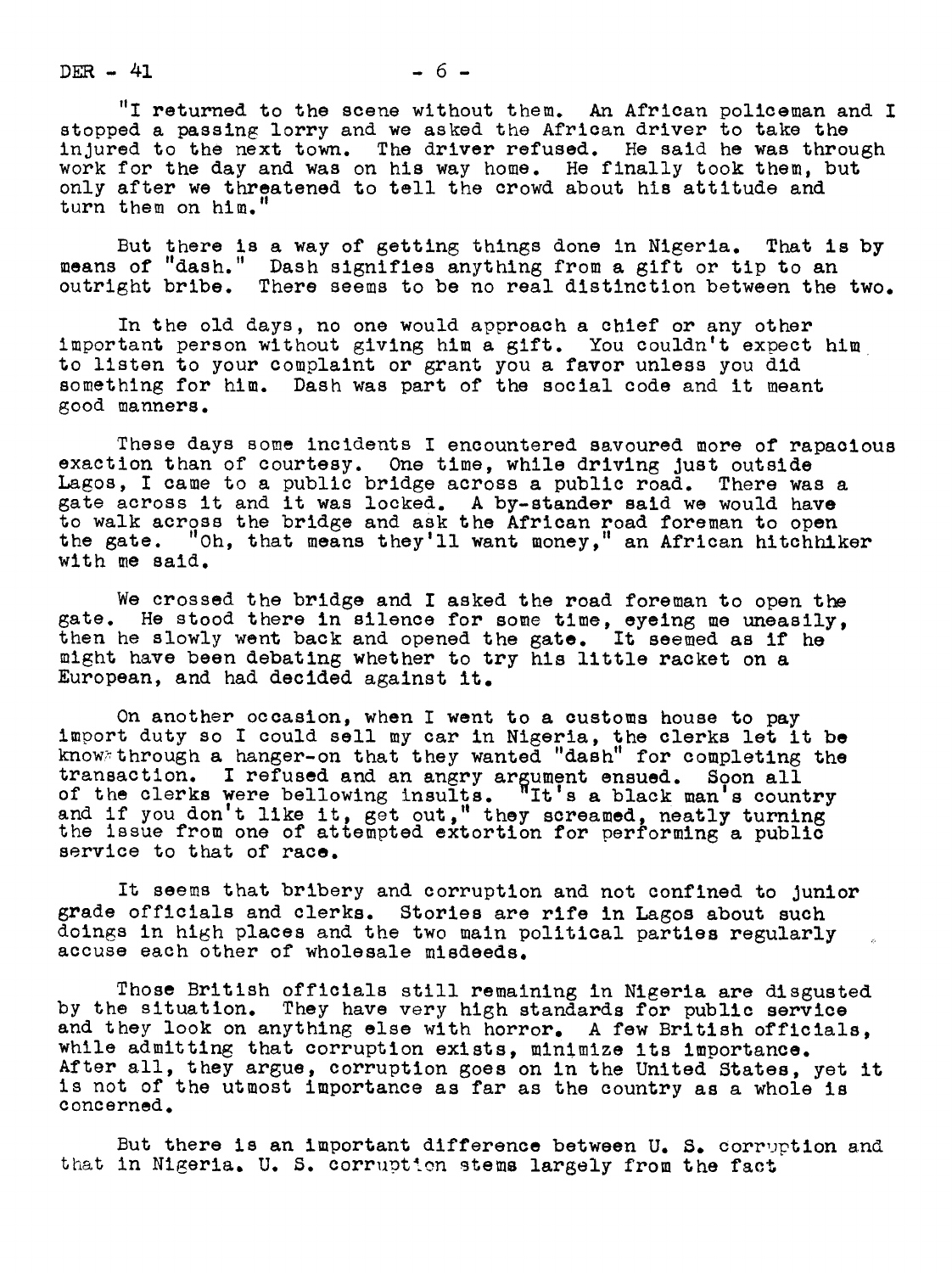"I returned to the scene without them. An African policeman and I stopped a passing lorry and we asked the African driver to take the injured to the next town. The driver refused. He said he was through work for the day and was on his way home. He finally took them, but only after we threatened to tell the crowd about his attitude and turn them on him."

But there is a way of getting things done in Nigeria. That is by means of "dash." Dash signifies anything from a gift or tip to an outright bribe. There seems to be no real distinction between the two.

In the old days, no one would approach a chief or any other important person without giving him a gift. You couldn't expect him to listen to your complaint or grant you a favor unless you did something for him. Dash was part of the social code and it meant good manners.

These days some incidents I encountered savoured more of rapacious exaction than of courtesy. One time, while driving just outside Lagos, I came to a public bridge across a public road. There was a gate across it and it was locked. A by-stander said we would have to walk across the bridge and ask the African road foreman to open the gate. "Oh, that means they'll want money," an African hitchhiker with me said.

We crossed the bridge and I asked the road foreman to open the gate. He stood there in silence for some time, eyeing me uneasily, then he slowly went back and opened the gate. It seemed as if he might have been debating whether to try his little racket on a European, and had decided against it.

On another occasion, when I went to a customs house to pay import duty so I could sell my car in Nigeria, the clerks let it be known through a hanger-on that they wanted "dash" for completing the transaction. I refused and an angry argument ensued. Soon all of the clerks were bellowing insults. "It's a black man's country and if you don't like it, get out," they screamed, neatly turning the issue from one of attempted extortion for performing a public service to that of race.

It seems that bribery and corruption and not confined to junior grade officials and clerks. Stories are rife in Lagos about such doings in high places and the two main political parties regularly accuse each other of wholesale misdeeds.

Those British officials still remaining in Nigeria are disgusted by the situation. They have very high standards for public service and they look on anything else with horror. A few British officials, while admitting that corruption exists, minimize its importance. After all, they argue, corruption goes on in the United States, yet it is not of the utmost importance as far as the country as a whole is concerned.

But there is an important difference between U. S. corruption and that in Nigeria. U. S. corruption stems largely from the fact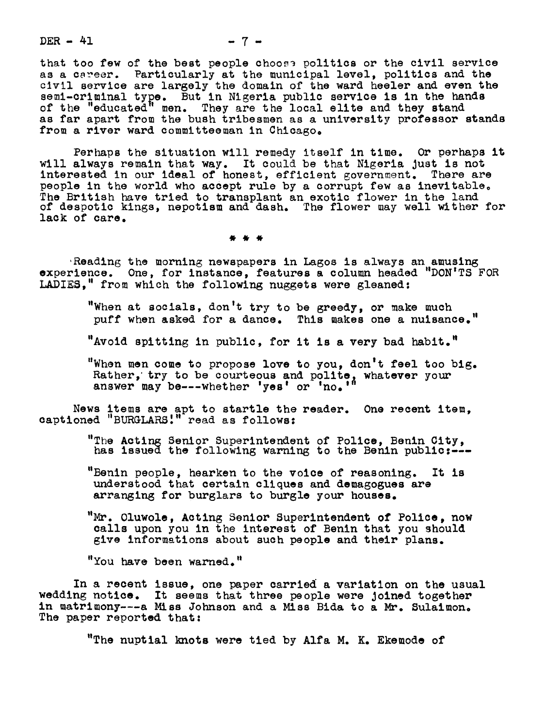that too few of the best people choose politics or the civil service as a career. Particularly at the municipal level, politics and the civil service are largely the domain of the ward heeler and even the semi-criminal type. But in Nigeria public service is in the hands of the "educated" men. They are the local elite and they stand as far apart from the bush tribesmen as a university professor stands from a river ward committeeman in Chicago.

Perhaps the situation will remedy itself in time. Or perhaps it will always remain that way. It could be that Nigeria just is not interested in our ideal of honest, efficient government. There are people in the world who accept rule by a corrupt few as inevitable. The British have tried to transplant an exotic flower in the land of despotic kings, nepotism and dash. The flower may well wither for lack of care.

\* \* \*

Reading the morning newspapers in Lagos is always an amusing experience. One, for instance, features a column headed "DON'TS FOR LADIES," from which the following nuggets were gleaned:

> "When at socials, don't try to be greedy, or make much puff when asked for a dance. This makes one a nuisance."
>
> "Avoid spitting in public, for it is a very bad habit."
>
> "When men come to propose love to you, don't feel too big. Rather, try to be courteous and polite, whatever your answer may be---whether 'yes' or 'no.'"

News items are apt to startle the reader. One recent item, captioned "BURGLARS!" read as follows:

> "The Acting Senior Superintendent of Police, Benin City, has issued the following warning to the Benin public:---
>
> "Benin people, hearken to the voice of reasoning. It is understood that certain cliques and demagogues are arranging for burglars to burgle your houses.
>
> "Mr. Oluwole, Acting Senior Superintendent of Police, now calls upon you in the interest of Benin that you should give informations about such people and their plans.
>
> "You have been warned."

In a recent issue, one paper carried a variation on the usual wedding notice. It seems that three people were joined together in matrimony---a Miss Johnson and a Miss Bida to a Mr. Sulaimon. The paper reported that:

> "The nuptial knots were tied by Alfa M. K. Ekemode of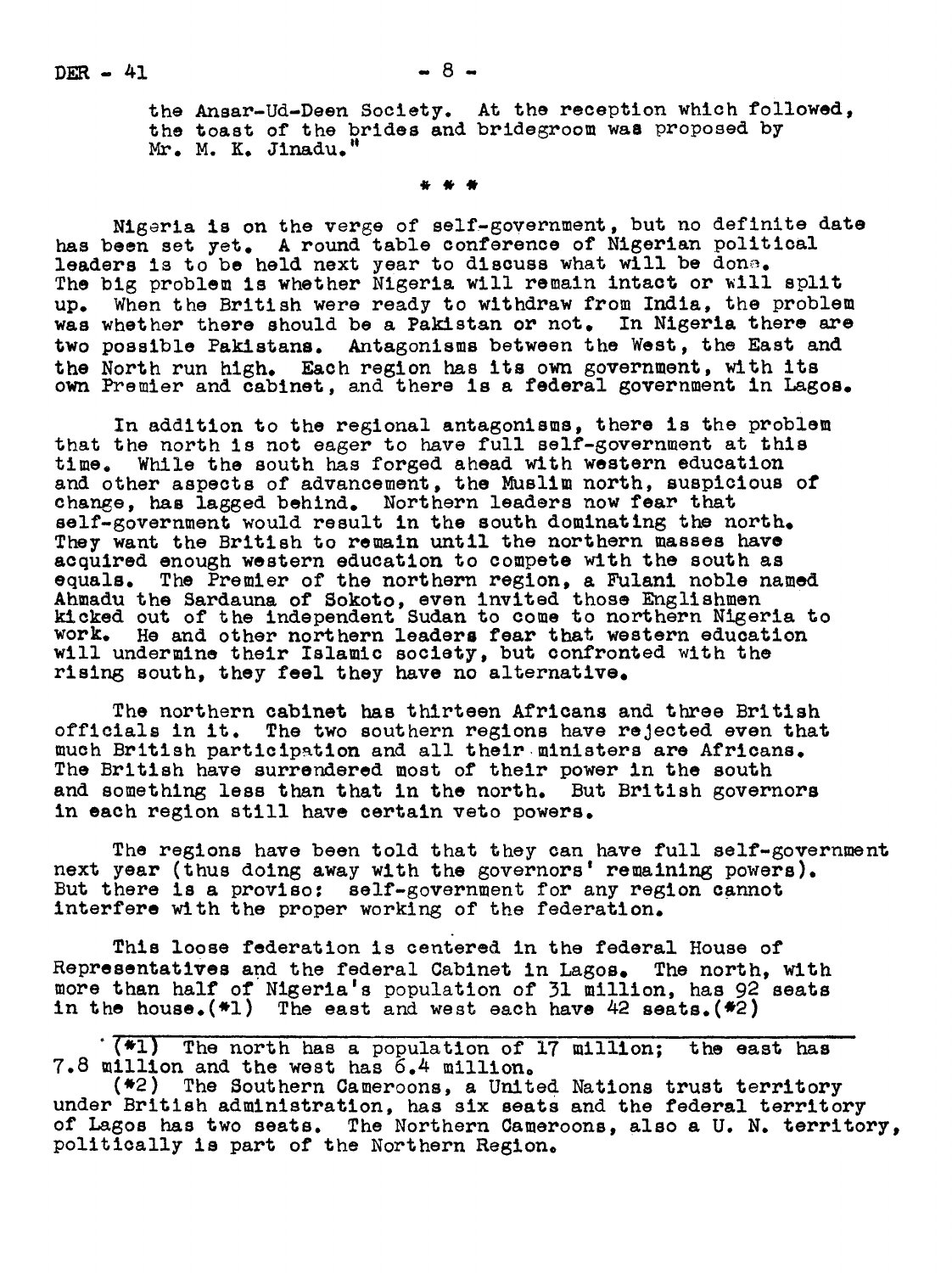the Ansar-Ud-Deen Society. At the reception which followed, the toast of the brides and bridegroom was proposed by Mr. M. K. Jinadu."

\* \* \*

Nigeria is on the verge of self-government, but no definite date has been set yet. A round table conference of Nigerian political leaders is to be held next year to discuss what will be done. The big problem is whether Nigeria will remain intact or will split up. When the British were ready to withdraw from India, the problem was whether there should be a Pakistan or not. In Nigeria there are two possible Pakistans. Antagonisms between the West, the East and the North run high. Each region has its own government, with its own Premier and cabinet, and there is a federal government in Lagos.

In addition to the regional antagonisms, there is the problem that the north is not eager to have full self-government at this time. While the south has forged ahead with western education and other aspects of advancement, the Muslim north, suspicious of change, has lagged behind. Northern leaders now fear that self-government would result in the south dominating the north. They want the British to remain until the northern masses have acquired enough western education to compete with the south as equals. The Premier of the northern region, a Fulani noble named Ahmadu the Sardauna of Sokoto, even invited those Englishmen kicked out of the independent Sudan to come to northern Nigeria to work. He and other northern leaders fear that western education will undermine their Islamic society, but confronted with the rising south, they feel they have no alternative.

The northern cabinet has thirteen Africans and three British officials in it. The two southern regions have rejected even that much British participation and all their ministers are Africans. The British have surrendered most of their power in the south and something less than that in the north. But British governors in each region still have certain veto powers.

The regions have been told that they can have full self-government next year (thus doing away with the governors' remaining powers). But there is a proviso: self-government for any region cannot interfere with the proper working of the federation.

This loose federation is centered in the federal House of Representatives and the federal Cabinet in Lagos. The north, with more than half of Nigeria's population of 31 million, has 92 seats in the house.(*1) The east and west each have 42 seats.(*2)

---

(*1) The north has a population of 17 million; the east has 7.8 million and the west has 6.4 million.

(*2) The Southern Cameroons, a United Nations trust territory under British administration, has six seats and the federal territory of Lagos has two seats. The Northern Cameroons, also a U. N. territory, politically is part of the Northern Region.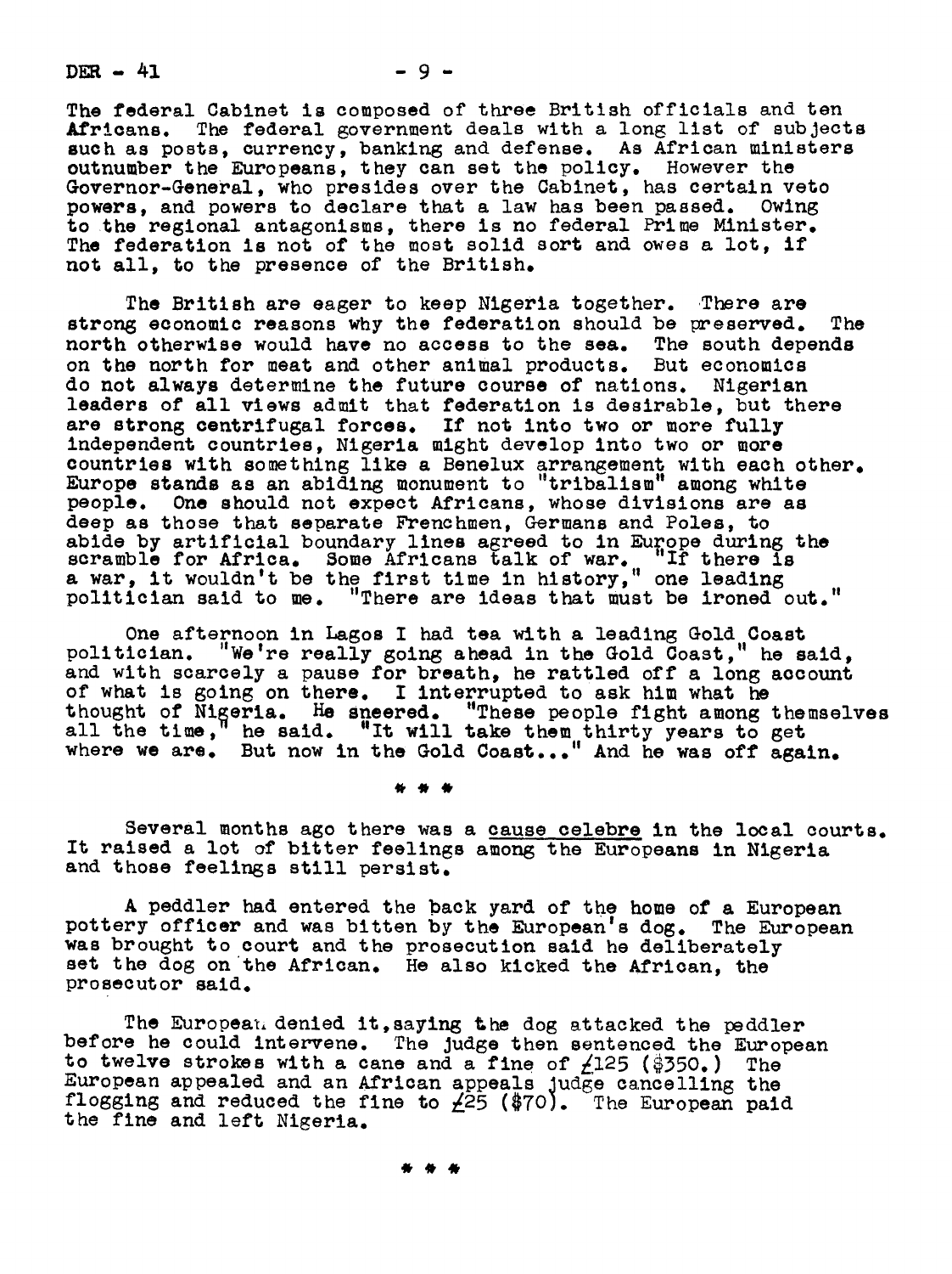The federal Cabinet is composed of three British officials and ten Africans. The federal government deals with a long list of subjects such as posts, currency, banking and defense. As African ministers outnumber the Europeans, they can set the policy. However the Governor-General, who presides over the Cabinet, has certain veto powers, and powers to declare that a law has been passed. Owing to the regional antagonisms, there is no federal Prime Minister. The federation is not of the most solid sort and owes a lot, if not all, to the presence of the British.

The British are eager to keep Nigeria together. There are strong economic reasons why the federation should be preserved. The north otherwise would have no access to the sea. The south depends on the north for meat and other animal products. But economics do not always determine the future course of nations. Nigerian leaders of all views admit that federation is desirable, but there are strong centrifugal forces. If not into two or more fully independent countries, Nigeria might develop into two or more countries with something like a Benelux arrangement with each other. Europe stands as an abiding monument to "tribalism" among white people. One should not expect Africans, whose divisions are as deep as those that separate Frenchmen, Germans and Poles, to abide by artificial boundary lines agreed to in Europe during the scramble for Africa. Some Africans talk of war. "If there is a war, it wouldn't be the first time in history," one leading politician said to me. "There are ideas that must be ironed out."

One afternoon in Lagos I had tea with a leading Gold Coast politician. "We're really going ahead in the Gold Coast," he said, and with scarcely a pause for breath, he rattled off a long account of what is going on there. I interrupted to ask him what he thought of Nigeria. He sneered. "These people fight among themselves all the time," he said. "It will take them thirty years to get where we are. But now in the Gold Coast..." And he was off again.

\* \* \*

Several months ago there was a <u>cause celebre</u> in the local courts. It raised a lot of bitter feelings among the Europeans in Nigeria and those feelings still persist.

A peddler had entered the back yard of the home of a European pottery officer and was bitten by the European's dog. The European was brought to court and the prosecution said he deliberately set the dog on the African. He also kicked the African, the prosecutor said.

The European denied it, saying the dog attacked the peddler before he could intervene. The judge then sentenced the European to twelve strokes with a cane and a fine of £125 ($350.) The European appealed and an African appeals judge cancelling the flogging and reduced the fine to £25 ($70). The European paid the fine and left Nigeria.

\* \* \*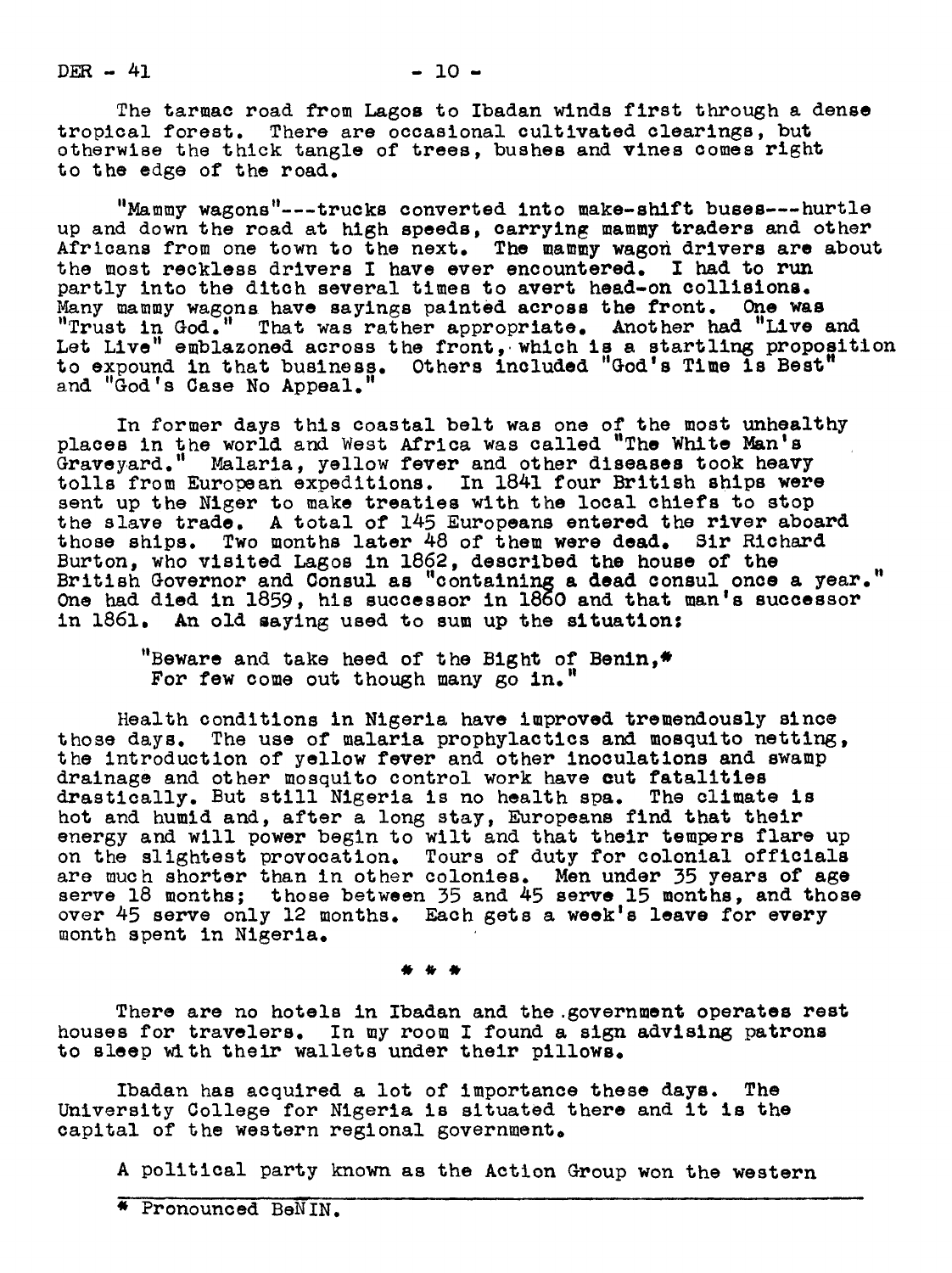The tarmac road from Lagos to Ibadan winds first through a dense tropical forest. There are occasional cultivated clearings, but otherwise the thick tangle of trees, bushes and vines comes right to the edge of the road.

"Mammy wagons"---trucks converted into make-shift buses---hurtle up and down the road at high speeds, carrying mammy traders and other Africans from one town to the next. The mammy wagon drivers are about the most reckless drivers I have ever encountered. I had to run partly into the ditch several times to avert head-on collisions. Many mammy wagons have sayings painted across the front. One was "Trust in God." That was rather appropriate. Another had "Live and Let Live" emblazoned across the front, which is a startling proposition to expound in that business. Others included "God's Time is Best" and "God's Case No Appeal."

In former days this coastal belt was one of the most unhealthy places in the world and West Africa was called "The White Man's Graveyard." Malaria, yellow fever and other diseases took heavy tolls from European expeditions. In 1841 four British ships were sent up the Niger to make treaties with the local chiefs to stop the slave trade. A total of 145 Europeans entered the river aboard those ships. Two months later 48 of them were dead. Sir Richard Burton, who visited Lagos in 1862, described the house of the British Governor and Consul as "containing a dead consul once a year." One had died in 1859, his successor in 1860 and that man's successor in 1861. An old saying used to sum up the situation:

> "Beware and take heed of the Bight of Benin,*
> For few come out though many go in."

Health conditions in Nigeria have improved tremendously since those days. The use of malaria prophylactics and mosquito netting, the introduction of yellow fever and other inoculations and swamp drainage and other mosquito control work have cut fatalities drastically. But still Nigeria is no health spa. The climate is hot and humid and, after a long stay, Europeans find that their energy and will power begin to wilt and that their tempers flare up on the slightest provocation. Tours of duty for colonial officials are much shorter than in other colonies. Men under 35 years of age serve 18 months; those between 35 and 45 serve 15 months, and those over 45 serve only 12 months. Each gets a week's leave for every month spent in Nigeria.

\* \* \*

There are no hotels in Ibadan and the government operates rest houses for travelers. In my room I found a sign advising patrons to sleep with their wallets under their pillows.

Ibadan has acquired a lot of importance these days. The University College for Nigeria is situated there and it is the capital of the western regional government.

A political party known as the Action Group won the western

---

\* Pronounced BeNIN.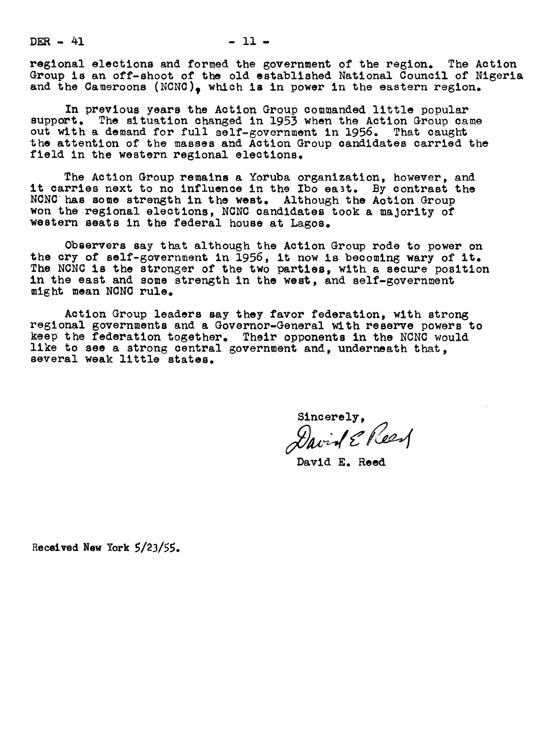regional elections and formed the government of the region. The Action Group is an off-shoot of the old established National Council of Nigeria and the Cameroons (NCNC), which is in power in the eastern region.

In previous years the Action Group commanded little popular support. The situation changed in 1953 when the Action Group came out with a demand for full self-government in 1956. That caught the attention of the masses and Action Group candidates carried the field in the western regional elections.

The Action Group remains a Yoruba organization, however, and it carries next to no influence in the Ibo east. By contrast the NCNC has some strength in the west. Although the Action Group won the regional elections, NCNC candidates took a majority of western seats in the federal house at Lagos.

Observers say that although the Action Group rode to power on the cry of self-government in 1956, it now is becoming wary of it. The NCNC is the stronger of the two parties, with a secure position in the east and some strength in the west, and self-government might mean NCNC rule.

Action Group leaders say they favor federation, with strong regional governments and a Governor-General with reserve powers to keep the federation together. Their opponents in the NCNC would like to see a strong central government and, underneath that, several weak little states.

Sincerely,

David E Reed

David E. Reed

Received New York 5/23/55.